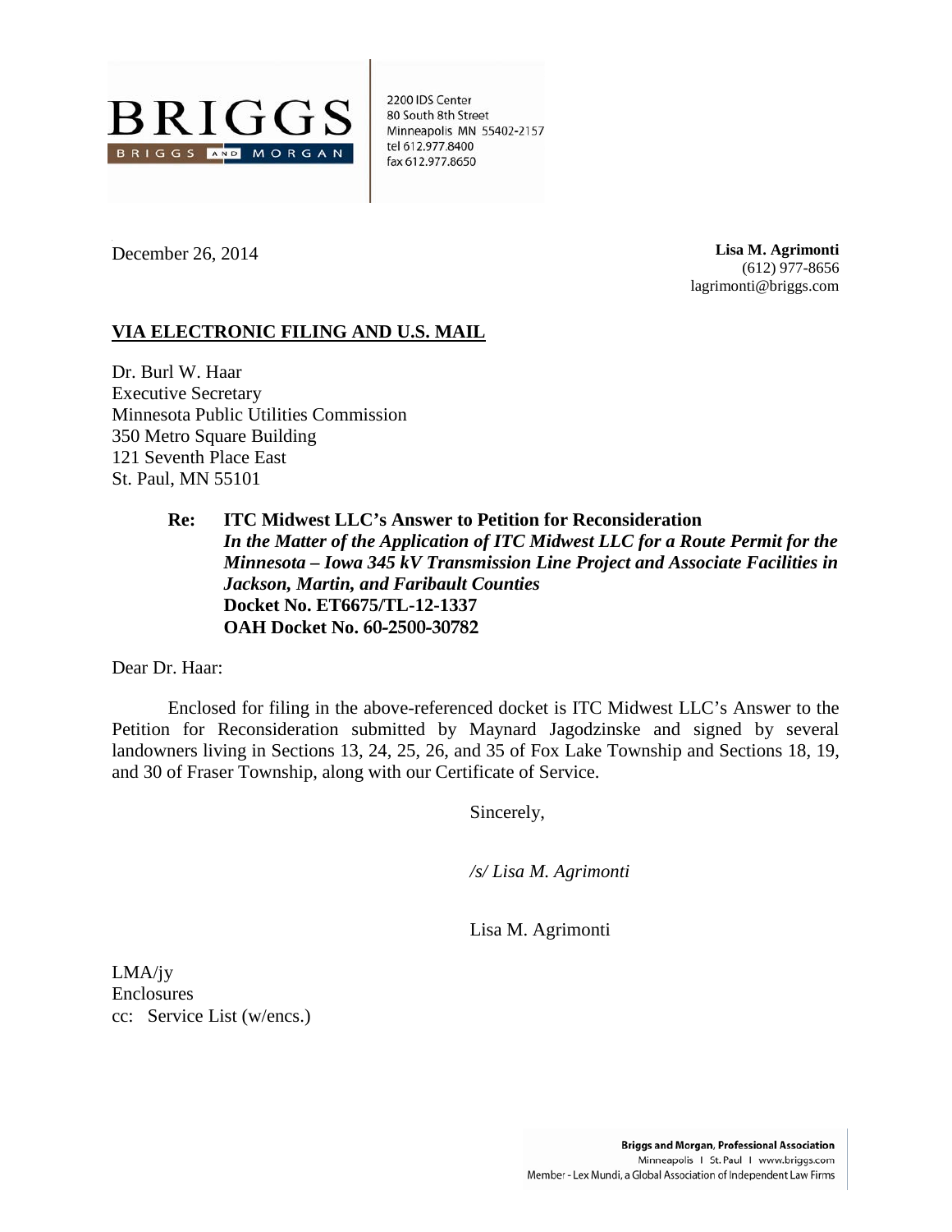**BRIGGS**

BRIGGS AND MORGAN

2200 IDS Center
80 South 8th Street
Minneapolis MN 55402-2157
tel 612.977.8400
fax 612.977.8650

December 26, 2014

**Lisa M. Agrimonti**
(612) 977-8656
lagrimonti@briggs.com

**VIA ELECTRONIC FILING AND U.S. MAIL**

Dr. Burl W. Haar
Executive Secretary
Minnesota Public Utilities Commission
350 Metro Square Building
121 Seventh Place East
St. Paul, MN 55101

**Re: ITC Midwest LLC's Answer to Petition for Reconsideration**
***In the Matter of the Application of ITC Midwest LLC for a Route Permit for the Minnesota – Iowa 345 kV Transmission Line Project and Associate Facilities in Jackson, Martin, and Faribault Counties***
**Docket No. ET6675/TL-12-1337**
**OAH Docket No. 60-2500-30782**

Dear Dr. Haar:

Enclosed for filing in the above-referenced docket is ITC Midwest LLC's Answer to the Petition for Reconsideration submitted by Maynard Jagodzinske and signed by several landowners living in Sections 13, 24, 25, 26, and 35 of Fox Lake Township and Sections 18, 19, and 30 of Fraser Township, along with our Certificate of Service.

Sincerely,

*/s/ Lisa M. Agrimonti*

Lisa M. Agrimonti

LMA/jy
Enclosures
cc: Service List (w/encs.)

**Briggs and Morgan, Professional Association**
Minneapolis | St. Paul | www.briggs.com
Member - Lex Mundi, a Global Association of Independent Law Firms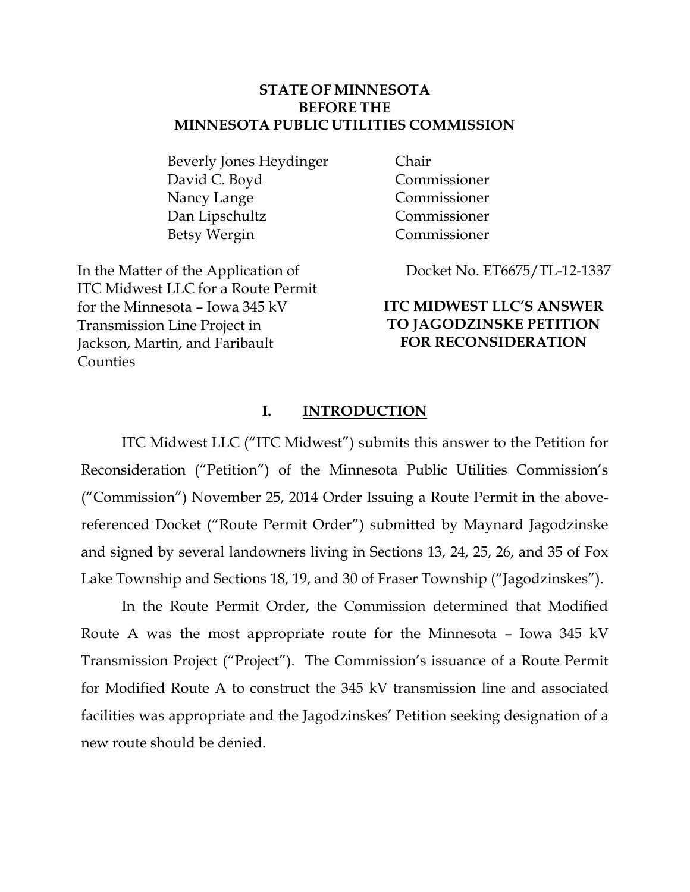**STATE OF MINNESOTA**
**BEFORE THE**
**MINNESOTA PUBLIC UTILITIES COMMISSION**

| | |
|---|---|
| Beverly Jones Heydinger | Chair |
| David C. Boyd | Commissioner |
| Nancy Lange | Commissioner |
| Dan Lipschultz | Commissioner |
| Betsy Wergin | Commissioner |

| | |
|---|---|
| In the Matter of the Application of ITC Midwest LLC for a Route Permit for the Minnesota – Iowa 345 kV Transmission Line Project in Jackson, Martin, and Faribault Counties | Docket No. ET6675/TL-12-1337<br><br>**ITC MIDWEST LLC'S ANSWER TO JAGODZINSKE PETITION FOR RECONSIDERATION** |

## I. INTRODUCTION

ITC Midwest LLC ("ITC Midwest") submits this answer to the Petition for Reconsideration ("Petition") of the Minnesota Public Utilities Commission's ("Commission") November 25, 2014 Order Issuing a Route Permit in the above-referenced Docket ("Route Permit Order") submitted by Maynard Jagodzinske and signed by several landowners living in Sections 13, 24, 25, 26, and 35 of Fox Lake Township and Sections 18, 19, and 30 of Fraser Township ("Jagodzinskes").

In the Route Permit Order, the Commission determined that Modified Route A was the most appropriate route for the Minnesota – Iowa 345 kV Transmission Project ("Project"). The Commission's issuance of a Route Permit for Modified Route A to construct the 345 kV transmission line and associated facilities was appropriate and the Jagodzinskes' Petition seeking designation of a new route should be denied.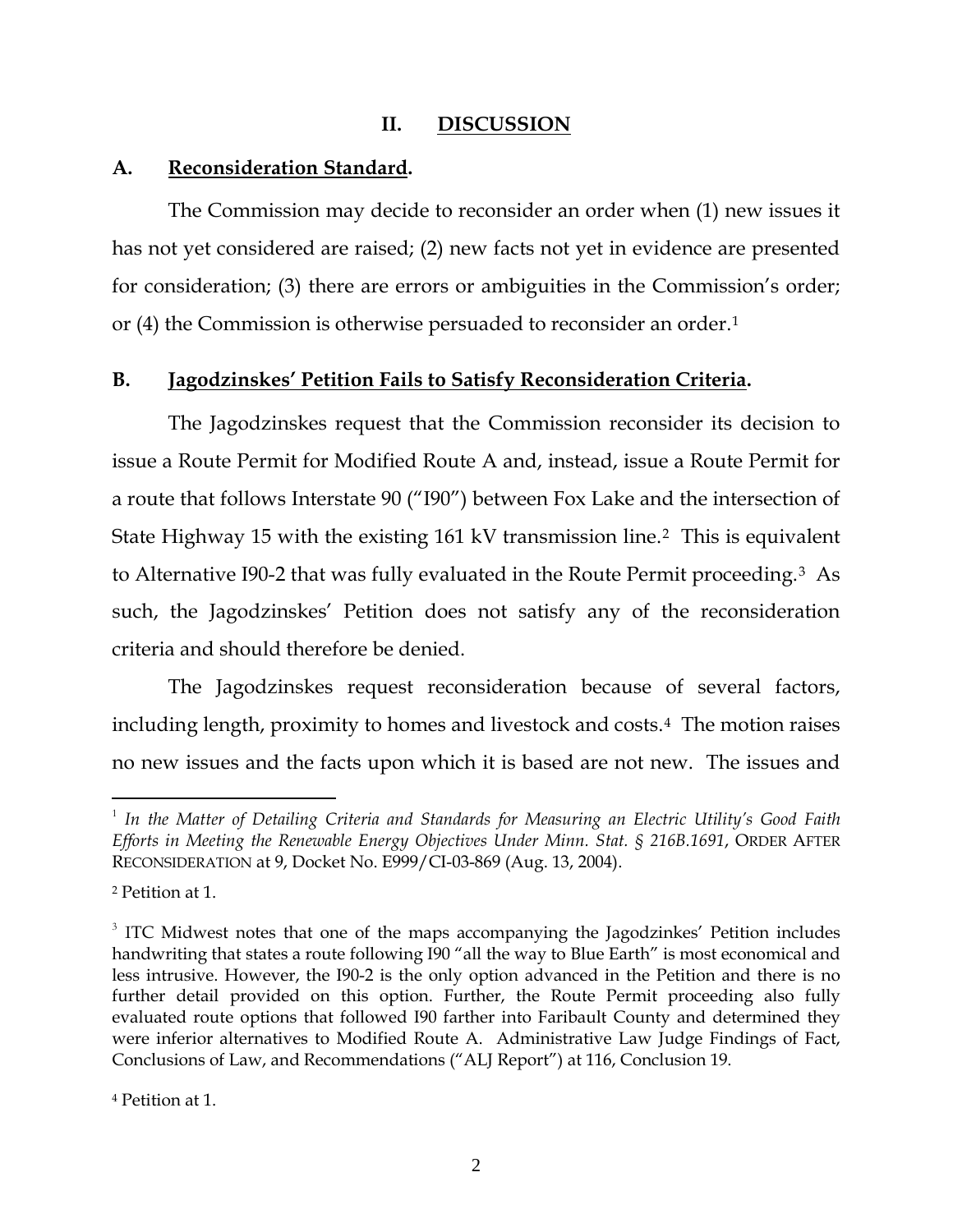## II. DISCUSSION

### A. Reconsideration Standard.

The Commission may decide to reconsider an order when (1) new issues it has not yet considered are raised; (2) new facts not yet in evidence are presented for consideration; (3) there are errors or ambiguities in the Commission's order; or (4) the Commission is otherwise persuaded to reconsider an order.[1]

### B. Jagodzinskes' Petition Fails to Satisfy Reconsideration Criteria.

The Jagodzinskes request that the Commission reconsider its decision to issue a Route Permit for Modified Route A and, instead, issue a Route Permit for a route that follows Interstate 90 ("I90") between Fox Lake and the intersection of State Highway 15 with the existing 161 kV transmission line.[2] This is equivalent to Alternative I90-2 that was fully evaluated in the Route Permit proceeding.[3] As such, the Jagodzinskes' Petition does not satisfy any of the reconsideration criteria and should therefore be denied.

The Jagodzinskes request reconsideration because of several factors, including length, proximity to homes and livestock and costs.[4] The motion raises no new issues and the facts upon which it is based are not new. The issues and

---

[1] *In the Matter of Detailing Criteria and Standards for Measuring an Electric Utility's Good Faith Efforts in Meeting the Renewable Energy Objectives Under Minn. Stat. § 216B.1691*, ORDER AFTER RECONSIDERATION at 9, Docket No. E999/CI-03-869 (Aug. 13, 2004).

[2] Petition at 1.

[3] ITC Midwest notes that one of the maps accompanying the Jagodzinkes' Petition includes handwriting that states a route following I90 "all the way to Blue Earth" is most economical and less intrusive. However, the I90-2 is the only option advanced in the Petition and there is no further detail provided on this option. Further, the Route Permit proceeding also fully evaluated route options that followed I90 farther into Faribault County and determined they were inferior alternatives to Modified Route A. Administrative Law Judge Findings of Fact, Conclusions of Law, and Recommendations ("ALJ Report") at 116, Conclusion 19.

[4] Petition at 1.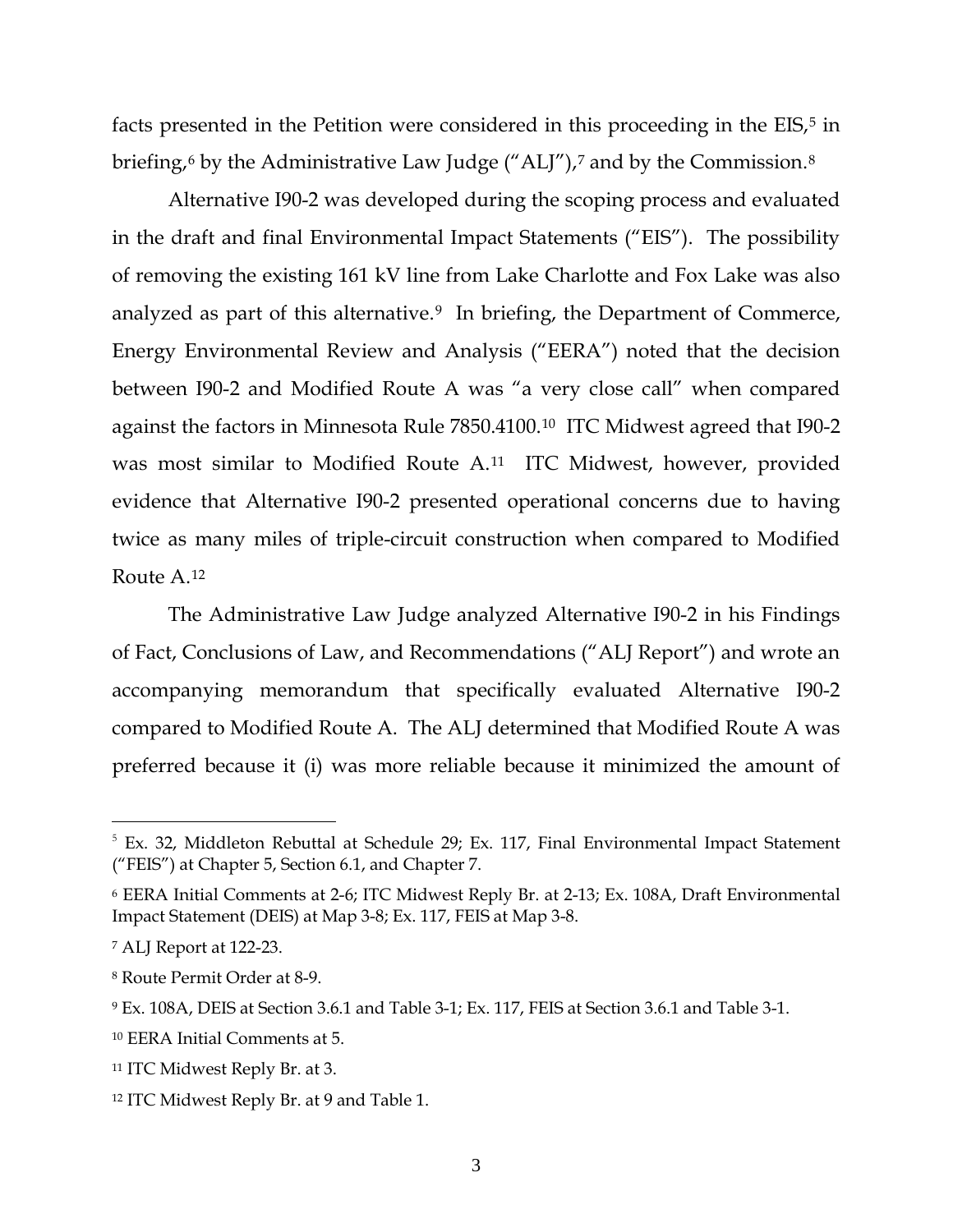facts presented in the Petition were considered in this proceeding in the EIS,[5] in briefing,[6] by the Administrative Law Judge ("ALJ"),[7] and by the Commission.[8]

Alternative I90-2 was developed during the scoping process and evaluated in the draft and final Environmental Impact Statements ("EIS"). The possibility of removing the existing 161 kV line from Lake Charlotte and Fox Lake was also analyzed as part of this alternative.[9] In briefing, the Department of Commerce, Energy Environmental Review and Analysis ("EERA") noted that the decision between I90-2 and Modified Route A was "a very close call" when compared against the factors in Minnesota Rule 7850.4100.[10] ITC Midwest agreed that I90-2 was most similar to Modified Route A.[11] ITC Midwest, however, provided evidence that Alternative I90-2 presented operational concerns due to having twice as many miles of triple-circuit construction when compared to Modified Route A.[12]

The Administrative Law Judge analyzed Alternative I90-2 in his Findings of Fact, Conclusions of Law, and Recommendations ("ALJ Report") and wrote an accompanying memorandum that specifically evaluated Alternative I90-2 compared to Modified Route A. The ALJ determined that Modified Route A was preferred because it (i) was more reliable because it minimized the amount of

---

[5] Ex. 32, Middleton Rebuttal at Schedule 29; Ex. 117, Final Environmental Impact Statement ("FEIS") at Chapter 5, Section 6.1, and Chapter 7.

[6] EERA Initial Comments at 2-6; ITC Midwest Reply Br. at 2-13; Ex. 108A, Draft Environmental Impact Statement (DEIS) at Map 3-8; Ex. 117, FEIS at Map 3-8.

[7] ALJ Report at 122-23.

[8] Route Permit Order at 8-9.

[9] Ex. 108A, DEIS at Section 3.6.1 and Table 3-1; Ex. 117, FEIS at Section 3.6.1 and Table 3-1.

[10] EERA Initial Comments at 5.

[11] ITC Midwest Reply Br. at 3.

[12] ITC Midwest Reply Br. at 9 and Table 1.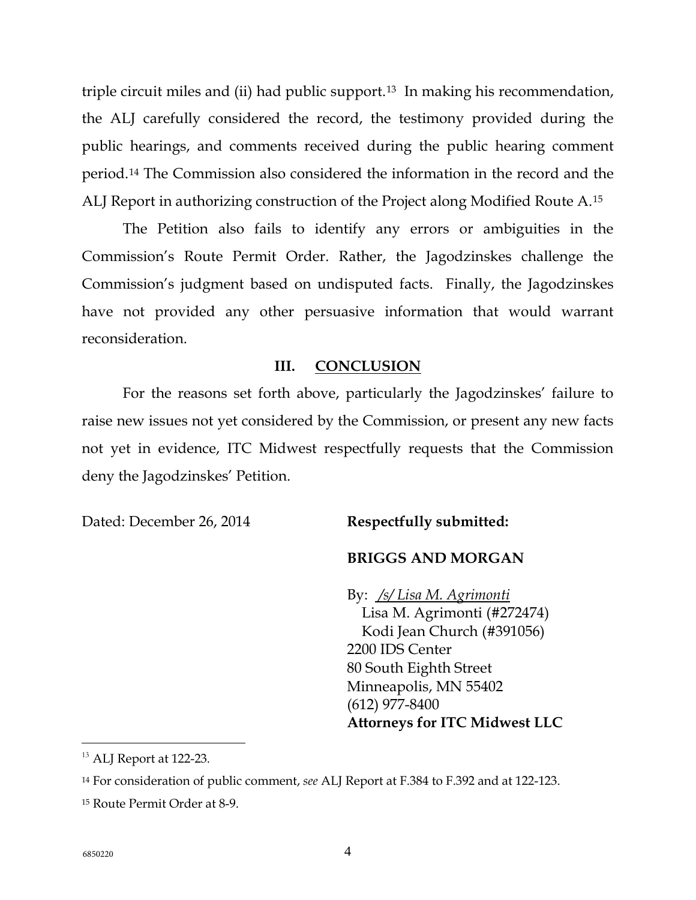triple circuit miles and (ii) had public support.[13] In making his recommendation, the ALJ carefully considered the record, the testimony provided during the public hearings, and comments received during the public hearing comment period.[14] The Commission also considered the information in the record and the ALJ Report in authorizing construction of the Project along Modified Route A.[15]

The Petition also fails to identify any errors or ambiguities in the Commission's Route Permit Order. Rather, the Jagodzinskes challenge the Commission's judgment based on undisputed facts. Finally, the Jagodzinskes have not provided any other persuasive information that would warrant reconsideration.

## III. CONCLUSION

For the reasons set forth above, particularly the Jagodzinskes' failure to raise new issues not yet considered by the Commission, or present any new facts not yet in evidence, ITC Midwest respectfully requests that the Commission deny the Jagodzinskes' Petition.

Dated: December 26, 2014

**Respectfully submitted:**

**BRIGGS AND MORGAN**

By: */s/ Lisa M. Agrimonti*
Lisa M. Agrimonti (#272474)
Kodi Jean Church (#391056)
2200 IDS Center
80 South Eighth Street
Minneapolis, MN 55402
(612) 977-8400
**Attorneys for ITC Midwest LLC**

---

[13] ALJ Report at 122-23.

[14] For consideration of public comment, *see* ALJ Report at F.384 to F.392 and at 122-123.

[15] Route Permit Order at 8-9.

6850220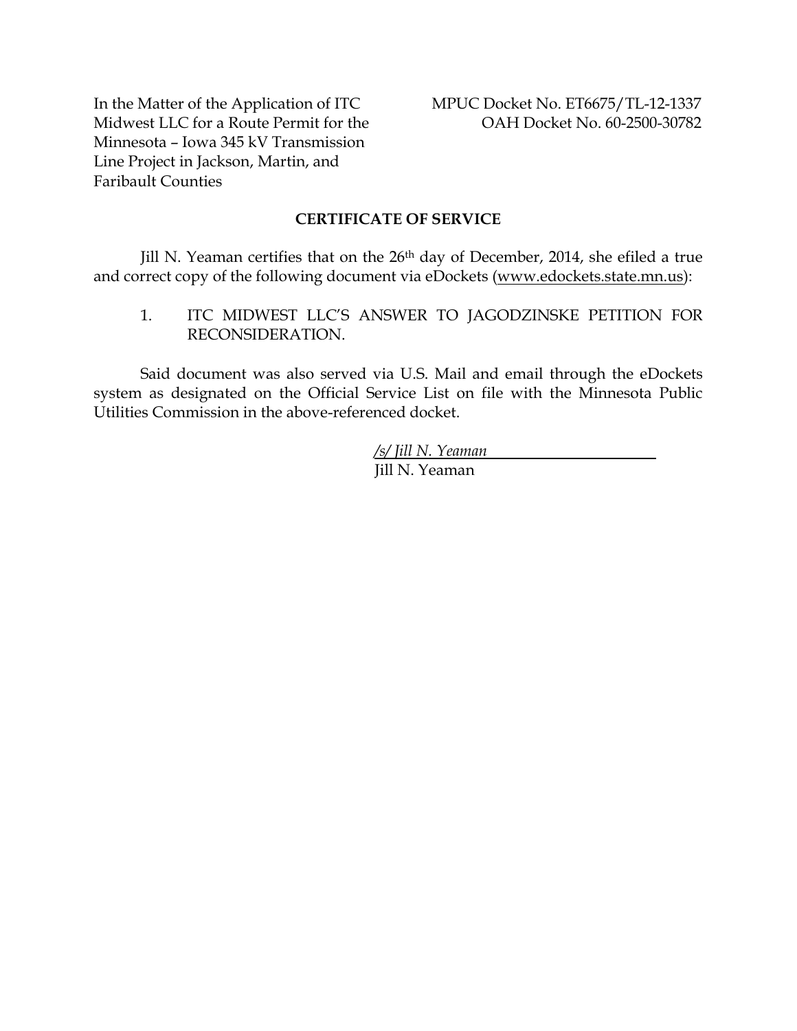In the Matter of the Application of ITC Midwest LLC for a Route Permit for the Minnesota – Iowa 345 kV Transmission Line Project in Jackson, Martin, and Faribault Counties

MPUC Docket No. ET6675/TL-12-1337
OAH Docket No. 60-2500-30782

**CERTIFICATE OF SERVICE**

Jill N. Yeaman certifies that on the 26th day of December, 2014, she efiled a true and correct copy of the following document via eDockets (www.edockets.state.mn.us):

1. ITC MIDWEST LLC'S ANSWER TO JAGODZINSKE PETITION FOR RECONSIDERATION.

Said document was also served via U.S. Mail and email through the eDockets system as designated on the Official Service List on file with the Minnesota Public Utilities Commission in the above-referenced docket.

*/s/ Jill N. Yeaman*
Jill N. Yeaman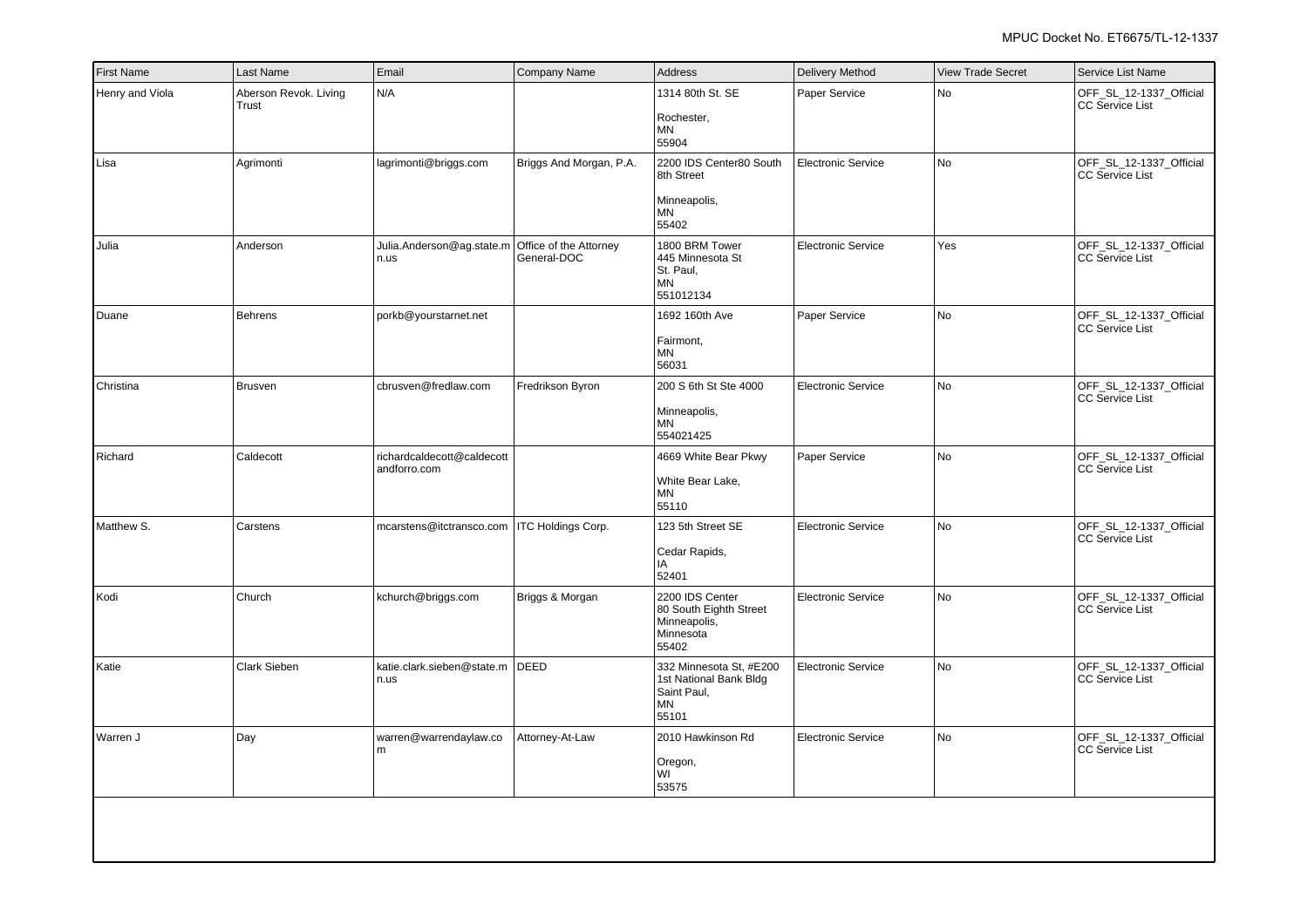| First Name | Last Name | Email | Company Name | Address | Delivery Method | View Trade Secret | Service List Name |
|---|---|---|---|---|---|---|---|
| Henry and Viola | Aberson Revok. Living Trust | N/A | | 1314 80th St. SE<br>Rochester,<br>MN<br>55904 | Paper Service | No | OFF_SL_12-1337_Official CC Service List |
| Lisa | Agrimonti | lagrimonti@briggs.com | Briggs And Morgan, P.A. | 2200 IDS Center80 South 8th Street<br>Minneapolis,<br>MN<br>55402 | Electronic Service | No | OFF_SL_12-1337_Official CC Service List |
| Julia | Anderson | Julia.Anderson@ag.state.mn.us | Office of the Attorney General-DOC | 1800 BRM Tower<br>445 Minnesota St<br>St. Paul,<br>MN<br>551012134 | Electronic Service | Yes | OFF_SL_12-1337_Official CC Service List |
| Duane | Behrens | porkb@yourstarnet.net | | 1692 160th Ave<br>Fairmont,<br>MN<br>56031 | Paper Service | No | OFF_SL_12-1337_Official CC Service List |
| Christina | Brusven | cbrusven@fredlaw.com | Fredrikson Byron | 200 S 6th St Ste 4000<br>Minneapolis,<br>MN<br>554021425 | Electronic Service | No | OFF_SL_12-1337_Official CC Service List |
| Richard | Caldecott | richardcaldecott@caldecottandforro.com | | 4669 White Bear Pkwy<br>White Bear Lake,<br>MN<br>55110 | Paper Service | No | OFF_SL_12-1337_Official CC Service List |
| Matthew S. | Carstens | mcarstens@itctransco.com | ITC Holdings Corp. | 123 5th Street SE<br>Cedar Rapids,<br>IA<br>52401 | Electronic Service | No | OFF_SL_12-1337_Official CC Service List |
| Kodi | Church | kchurch@briggs.com | Briggs & Morgan | 2200 IDS Center<br>80 South Eighth Street<br>Minneapolis,<br>Minnesota<br>55402 | Electronic Service | No | OFF_SL_12-1337_Official CC Service List |
| Katie | Clark Sieben | katie.clark.sieben@state.mn.us | DEED | 332 Minnesota St, #E200<br>1st National Bank Bldg<br>Saint Paul,<br>MN<br>55101 | Electronic Service | No | OFF_SL_12-1337_Official CC Service List |
| Warren J | Day | warren@warrendaylaw.com | Attorney-At-Law | 2010 Hawkinson Rd<br>Oregon,<br>WI<br>53575 | Electronic Service | No | OFF_SL_12-1337_Official CC Service List |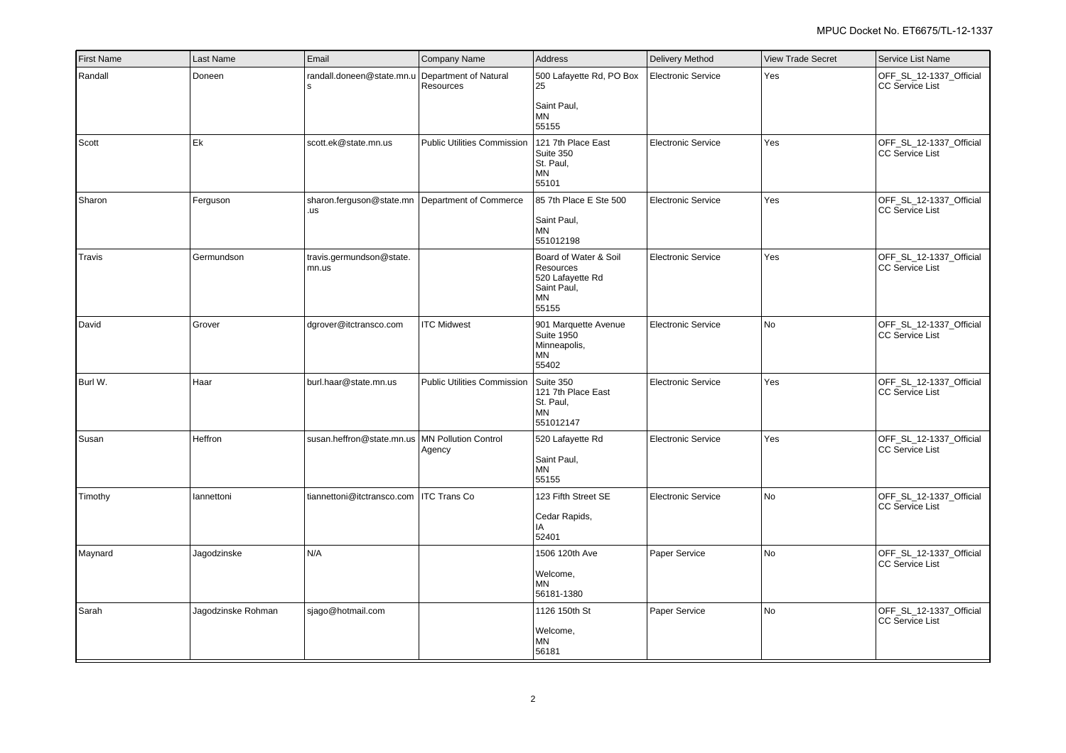| First Name | Last Name | Email | Company Name | Address | Delivery Method | View Trade Secret | Service List Name |
|---|---|---|---|---|---|---|---|
| Randall | Doneen | randall.doneen@state.mn.us | Department of Natural Resources | 500 Lafayette Rd, PO Box 25<br><br>Saint Paul,<br>MN<br>55155 | Electronic Service | Yes | OFF_SL_12-1337_Official CC Service List |
| Scott | Ek | scott.ek@state.mn.us | Public Utilities Commission | 121 7th Place East<br>Suite 350<br>St. Paul,<br>MN<br>55101 | Electronic Service | Yes | OFF_SL_12-1337_Official CC Service List |
| Sharon | Ferguson | sharon.ferguson@state.mn.us | Department of Commerce | 85 7th Place E Ste 500<br><br>Saint Paul,<br>MN<br>551012198 | Electronic Service | Yes | OFF_SL_12-1337_Official CC Service List |
| Travis | Germundson | travis.germundson@state.mn.us | | Board of Water & Soil Resources<br>520 Lafayette Rd<br>Saint Paul,<br>MN<br>55155 | Electronic Service | Yes | OFF_SL_12-1337_Official CC Service List |
| David | Grover | dgrover@itctransco.com | ITC Midwest | 901 Marquette Avenue<br>Suite 1950<br>Minneapolis,<br>MN<br>55402 | Electronic Service | No | OFF_SL_12-1337_Official CC Service List |
| Burl W. | Haar | burl.haar@state.mn.us | Public Utilities Commission | Suite 350<br>121 7th Place East<br>St. Paul,<br>MN<br>551012147 | Electronic Service | Yes | OFF_SL_12-1337_Official CC Service List |
| Susan | Heffron | susan.heffron@state.mn.us | MN Pollution Control Agency | 520 Lafayette Rd<br><br>Saint Paul,<br>MN<br>55155 | Electronic Service | Yes | OFF_SL_12-1337_Official CC Service List |
| Timothy | Iannettoni | tiannettoni@itctransco.com | ITC Trans Co | 123 Fifth Street SE<br><br>Cedar Rapids,<br>IA<br>52401 | Electronic Service | No | OFF_SL_12-1337_Official CC Service List |
| Maynard | Jagodzinske | N/A | | 1506 120th Ave<br><br>Welcome,<br>MN<br>56181-1380 | Paper Service | No | OFF_SL_12-1337_Official CC Service List |
| Sarah | Jagodzinske Rohman | sjago@hotmail.com | | 1126 150th St<br><br>Welcome,<br>MN<br>56181 | Paper Service | No | OFF_SL_12-1337_Official CC Service List |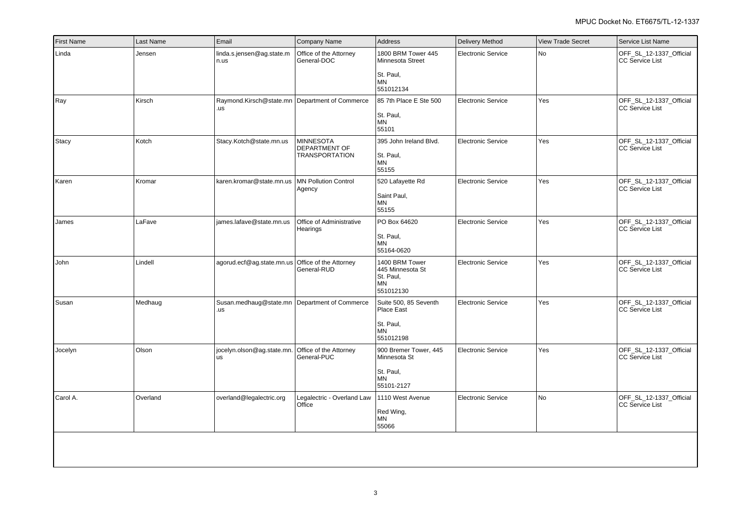| First Name | Last Name | Email | Company Name | Address | Delivery Method | View Trade Secret | Service List Name |
|---|---|---|---|---|---|---|---|
| Linda | Jensen | linda.s.jensen@ag.state.mn.us | Office of the Attorney General-DOC | 1800 BRM Tower 445 Minnesota Street<br><br>St. Paul, MN 551012134 | Electronic Service | No | OFF_SL_12-1337_Official CC Service List |
| Ray | Kirsch | Raymond.Kirsch@state.mn.us | Department of Commerce | 85 7th Place E Ste 500<br><br>St. Paul, MN 55101 | Electronic Service | Yes | OFF_SL_12-1337_Official CC Service List |
| Stacy | Kotch | Stacy.Kotch@state.mn.us | MINNESOTA DEPARTMENT OF TRANSPORTATION | 395 John Ireland Blvd.<br><br>St. Paul, MN 55155 | Electronic Service | Yes | OFF_SL_12-1337_Official CC Service List |
| Karen | Kromar | karen.kromar@state.mn.us | MN Pollution Control Agency | 520 Lafayette Rd<br><br>Saint Paul, MN 55155 | Electronic Service | Yes | OFF_SL_12-1337_Official CC Service List |
| James | LaFave | james.lafave@state.mn.us | Office of Administrative Hearings | PO Box 64620<br><br>St. Paul, MN 55164-0620 | Electronic Service | Yes | OFF_SL_12-1337_Official CC Service List |
| John | Lindell | agorud.ecf@ag.state.mn.us | Office of the Attorney General-RUD | 1400 BRM Tower 445 Minnesota St St. Paul, MN 551012130 | Electronic Service | Yes | OFF_SL_12-1337_Official CC Service List |
| Susan | Medhaug | Susan.medhaug@state.mn.us | Department of Commerce | Suite 500, 85 Seventh Place East<br><br>St. Paul, MN 551012198 | Electronic Service | Yes | OFF_SL_12-1337_Official CC Service List |
| Jocelyn | Olson | jocelyn.olson@ag.state.mn.us | Office of the Attorney General-PUC | 900 Bremer Tower, 445 Minnesota St<br><br>St. Paul, MN 55101-2127 | Electronic Service | Yes | OFF_SL_12-1337_Official CC Service List |
| Carol A. | Overland | overland@legalectric.org | Legalectric - Overland Law Office | 1110 West Avenue<br><br>Red Wing, MN 55066 | Electronic Service | No | OFF_SL_12-1337_Official CC Service List |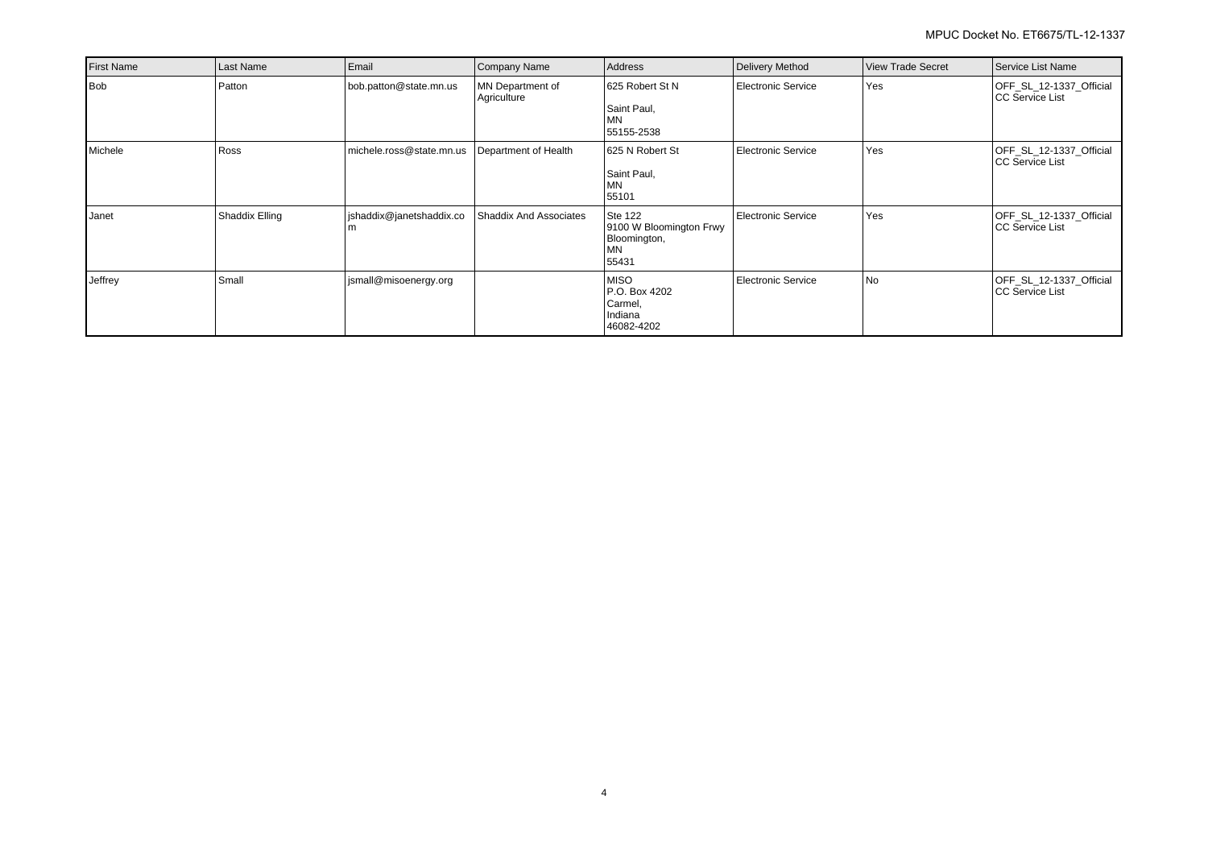| First Name | Last Name | Email | Company Name | Address | Delivery Method | View Trade Secret | Service List Name |
| --- | --- | --- | --- | --- | --- | --- | --- |
| Bob | Patton | bob.patton@state.mn.us | MN Department of Agriculture | 625 Robert St N<br>Saint Paul,<br>MN<br>55155-2538 | Electronic Service | Yes | OFF_SL_12-1337_Official CC Service List |
| Michele | Ross | michele.ross@state.mn.us | Department of Health | 625 N Robert St<br>Saint Paul,<br>MN<br>55101 | Electronic Service | Yes | OFF_SL_12-1337_Official CC Service List |
| Janet | Shaddix Elling | jshaddix@janetshaddix.com | Shaddix And Associates | Ste 122<br>9100 W Bloomington Frwy<br>Bloomington,<br>MN<br>55431 | Electronic Service | Yes | OFF_SL_12-1337_Official CC Service List |
| Jeffrey | Small | jsmall@misoenergy.org | | MISO<br>P.O. Box 4202<br>Carmel,<br>Indiana<br>46082-4202 | Electronic Service | No | OFF_SL_12-1337_Official CC Service List |